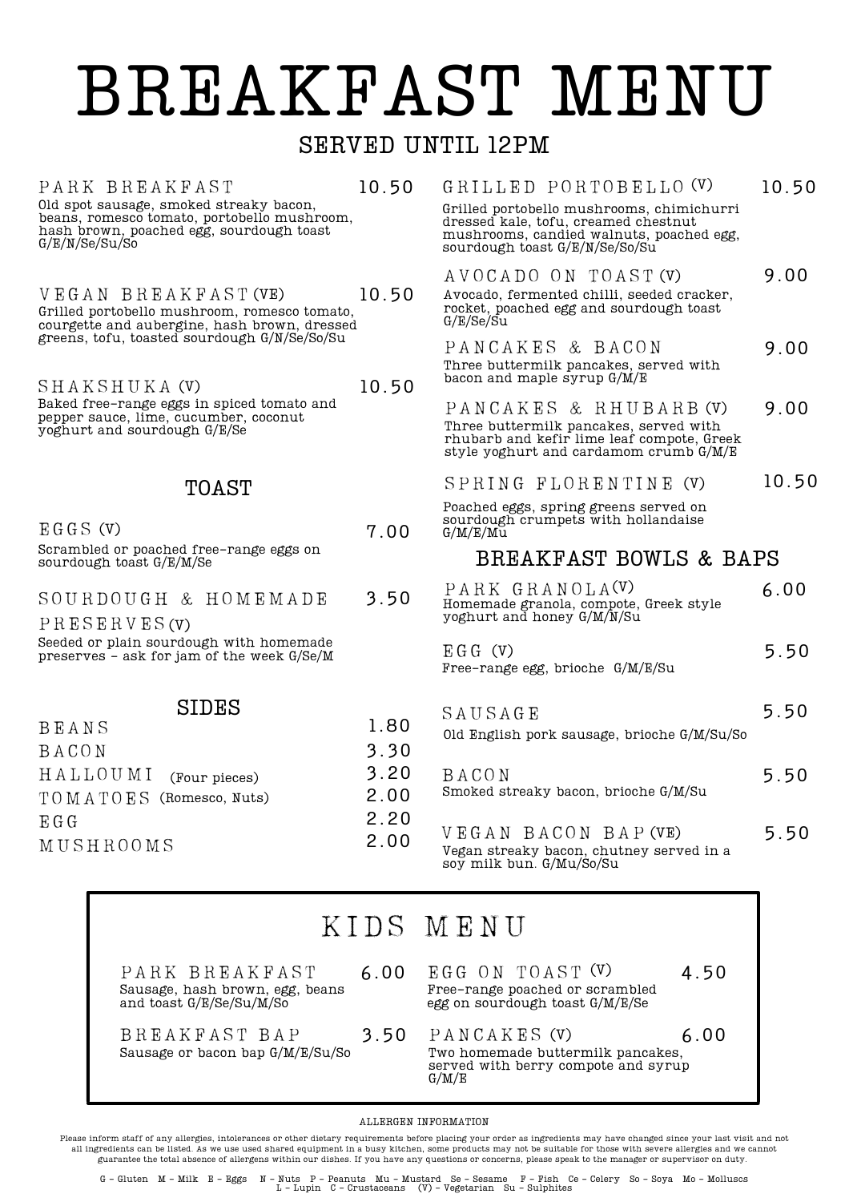# BREAKFAST MENU

## SERVED UNTIL 12PM

### PARK BREAKFAST — 10.50

Old spot sausage, smoked streaky bacon, beans, romesco tomato, portobello mushroom, hash brown, poached egg, sourdough toast G/E/N/Se/Su/So

### VEGAN BREAKFAST (VE) — 10.50

Grilled portobello mushroom, romesco tomato, courgette and aubergine, hash brown, dressed greens, tofu, toasted sourdough G/N/Se/So/Su

### SHAKSHUKA (V) — 10.50

Baked free-range eggs in spiced tomato and pepper sauce, lime, cucumber, coconut yoghurt and sourdough G/E/Se

## TOAST

### EGGS (V) — 7.00

Scrambled or poached free-range eggs on sourdough toast G/E/M/Se

### SOURDOUGH & HOMEMADE PRESERVES (V) — 3.50

Seeded or plain sourdough with homemade preserves - ask for jam of the week G/Se/M

## SIDES

| | |
|---|---|
| BEANS | 1.80 |
| BACON | 3.30 |
| HALLOUMI (Four pieces) | 3.20 |
| TOMATOES (Romesco, Nuts) | 2.00 |
| EGG | 2.20 |
| MUSHROOMS | 2.00 |

### GRILLED PORTOBELLO (V) — 10.50

Grilled portobello mushrooms, chimichurri dressed kale, tofu, creamed chestnut mushrooms, candied walnuts, poached egg, sourdough toast G/E/N/Se/So/Su

### AVOCADO ON TOAST (V) — 9.00

Avocado, fermented chilli, seeded cracker, rocket, poached egg and sourdough toast G/E/Se/Su

### PANCAKES & BACON — 9.00

Three buttermilk pancakes, served with bacon and maple syrup G/M/E

### PANCAKES & RHUBARB (V) — 9.00

Three buttermilk pancakes, served with rhubarb and kefir lime leaf compote, Greek style yoghurt and cardamom crumb G/M/E

### SPRING FLORENTINE (V) — 10.50

Poached eggs, spring greens served on sourdough crumpets with hollandaise G/M/E/Mu

## BREAKFAST BOWLS & BAPS

### PARK GRANOLA (V) — 6.00

Homemade granola, compote, Greek style yoghurt and honey G/M/N/Su

### EGG (V) — 5.50

Free-range egg, brioche G/M/E/Su

### SAUSAGE — 5.50

Old English pork sausage, brioche G/M/Su/So

### BACON — 5.50

Smoked streaky bacon, brioche G/M/Su

### VEGAN BACON BAP (VE) — 5.50

Vegan streaky bacon, chutney served in a soy milk bun. G/Mu/So/Su

## KIDS MENU

### PARK BREAKFAST — 6.00

Sausage, hash brown, egg, beans and toast G/E/Se/Su/M/So

### BREAKFAST BAP — 3.50

Sausage or bacon bap G/M/E/Su/So

### EGG ON TOAST (V) — 4.50

Free-range poached or scrambled egg on sourdough toast G/M/E/Se

### PANCAKES (V) — 6.00

Two homemade buttermilk pancakes, served with berry compote and syrup G/M/E

ALLERGEN INFORMATION

Please inform staff of any allergies, intolerances or other dietary requirements before placing your order as ingredients may have changed since your last visit and not all ingredients can be listed. As we use used shared equipment in a busy kitchen, some products may not be suitable for those with severe allergies and we cannot guarantee the total absence of allergens within our dishes. If you have any questions or concerns, please speak to the manager or supervisor on duty.

G – Gluten M – Milk E – Eggs N – Nuts P – Peanuts Mu – Mustard Se – Sesame F – Fish Ce – Celery So – Soya Mo – Molluscs L – Lupin C – Crustaceans (V) – Vegetarian Su – Sulphites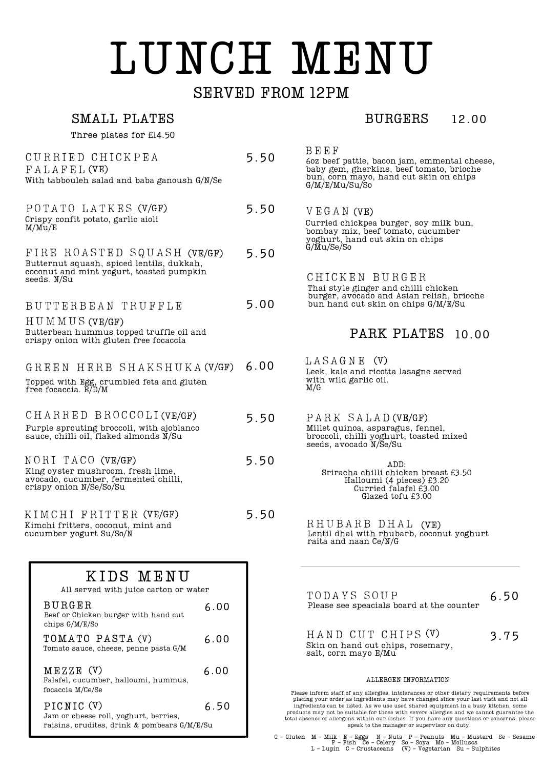# LUNCH MENU

## SERVED FROM 12PM

### SMALL PLATES

Three plates for £14.50

**CURRIED CHICKPEA FALAFEL (VE)** 5.50
With tabbouleh salad and baba ganoush G/N/Se

**POTATO LATKES (V/GF)** 5.50
Crispy confit potato, garlic aioli
M/Mu/E

**FIRE ROASTED SQUASH (VE/GF)** 5.50
Butternut squash, spiced lentils, dukkah, coconut and mint yogurt, toasted pumpkin seeds. N/Su

**BUTTERBEAN TRUFFLE HUMMUS (VE/GF)** 5.00
Butterbean hummus topped truffle oil and crispy onion with gluten free focaccia

**GREEN HERB SHAKSHUKA (V/GF)** 6.00
Topped with Egg, crumbled feta and gluten free focaccia. E/D/M

**CHARRED BROCCOLI (VE/GF)** 5.50
Purple sprouting broccoli, with ajoblanco sauce, chilli oil, flaked almonds N/Su

**NORI TACO (VE/GF)** 5.50
King oyster mushroom, fresh lime, avocado, cucumber, fermented chilli, crispy onion N/Se/So/Su

**KIMCHI FRITTER (VE/GF)** 5.50
Kimchi fritters, coconut, mint and cucumber yogurt Su/So/N

### KIDS MENU

All served with juice carton or water

**BURGER** 6.00
Beef or Chicken burger with hand cut chips G/M/E/So

**TOMATO PASTA (V)** 6.00
Tomato sauce, cheese, penne pasta G/M

**MEZZE (V)** 6.00
Falafel, cucumber, halloumi, hummus, focaccia M/Ce/Se

**PICNIC (V)** 6.50
Jam or cheese roll, yoghurt, berries, raisins, crudites, drink & pombears G/M/E/Su

### BURGERS 12.00

**BEEF**
6oz beef pattie, bacon jam, emmental cheese, baby gem, gherkins, beef tomato, brioche bun, corn mayo, hand cut skin on chips G/M/E/Mu/Su/So

**VEGAN (VE)**
Curried chickpea burger, soy milk bun, bombay mix, beef tomato, cucumber yoghurt, hand cut skin on chips G/Mu/Se/So

**CHICKEN BURGER**
Thai style ginger and chilli chicken burger, avocado and Asian relish, brioche bun hand cut skin on chips G/M/E/Su

### PARK PLATES 10.00

**LASAGNE (V)**
Leek, kale and ricotta lasagne served with wild garlic oil.
M/G

**PARK SALAD (VE/GF)**
Millet quinoa, asparagus, fennel, broccoli, chilli yoghurt, toasted mixed seeds, avocado N/Se/Su

ADD:
Sriracha chilli chicken breast £3.50
Halloumi (4 pieces) £3.20
Curried falafel £3.00
Glazed tofu £3.00

**RHUBARB DHAL (VE)**
Lentil dhal with rhubarb, coconut yoghurt raita and naan Ce/N/G

---

**TODAYS SOUP** 6.50
Please see speacials board at the counter

**HAND CUT CHIPS (V)** 3.75
Skin on hand cut chips, rosemary, salt, corn mayo E/Mu

#### ALLERGEN INFORMATION

Please inform staff of any allergies, intolerances or other dietary requirements before placing your order as ingredients may have changed since your last visit and not all ingredients can be listed. As we use used shared equipment in a busy kitchen, some products may not be suitable for those with severe allergies and we cannot guarantee the total absence of allergens within our dishes. If you have any questions or concerns, please speak to the manager or supervisor on duty.

G – Gluten M – Milk E – Eggs N – Nuts P – Peanuts Mu – Mustard Se – Sesame
F – Fish Ce – Celery So – Soya Mo – Molluscs
L – Lupin C – Crustaceans (V) – Vegetarian Su – Sulphites